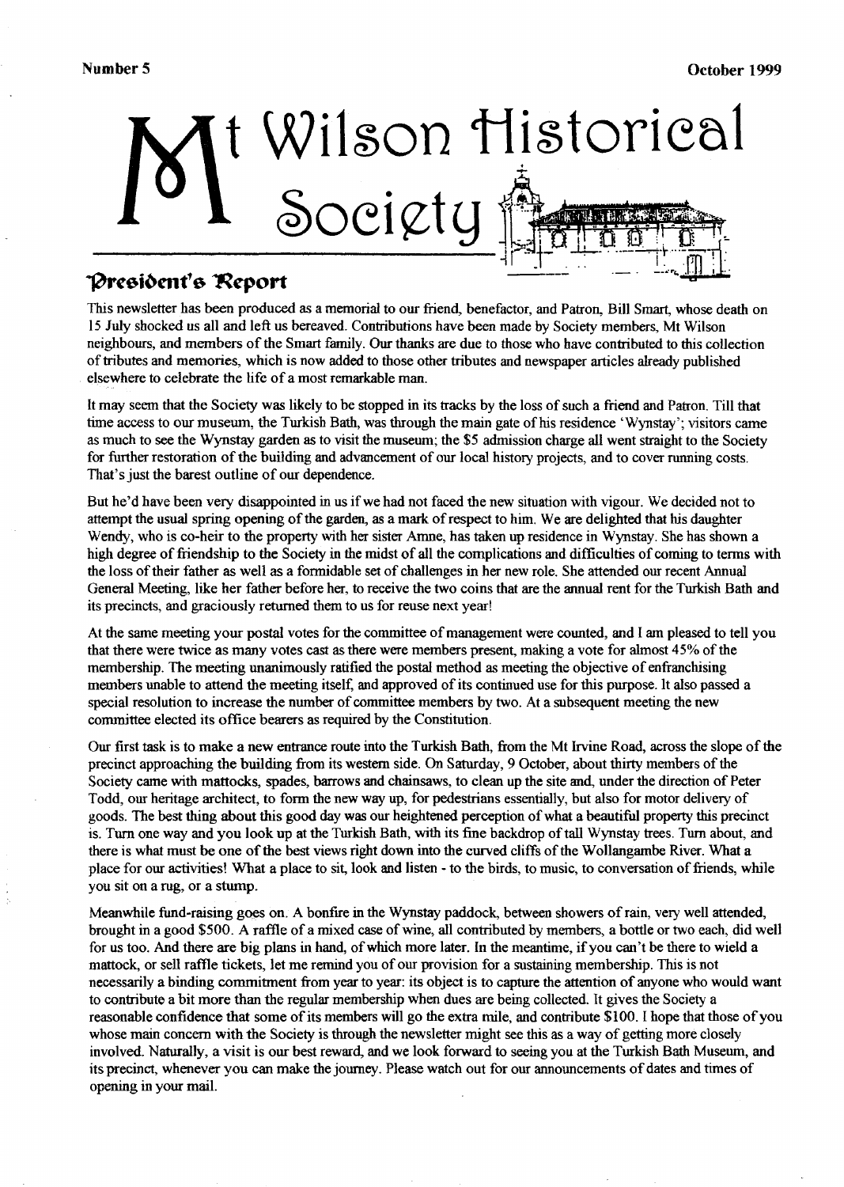Number 5 October 1999

# Mt Wilson Historical Society

## President's Report

This newsletter has been produced as a memorial to our friend, benefactor, and Patron, Bill Smart, whose death on 15 July shocked us all and left us bereaved. Contributions have been made by Society members, Mt Wilson neighbours, and members of the Smart family. Our thanks are due to those who have contributed to this collection of tributes and memories, which is now added to those other tributes and newspaper articles already published elsewhere to celebrate the life of a most remarkable man.

It may seem that the Society was likely to be stopped in its tracks by the loss of such a friend and Patron. Till that time access to our museum, the Turkish Bath, was through the main gate of his residence 'Wynstay'; visitors came as much to see the Wynstay garden as to visit the museum; the $5 admission charge all went straight to the Society for further restoration of the building and advancement of our local history projects, and to cover running costs. That's just the barest outline of our dependence.

But he'd have been very disappointed in us if we had not faced the new situation with vigour. We decided not to attempt the usual spring opening of the garden, as a mark of respect to him. We are delighted that his daughter Wendy, who is co-heir to the property with her sister Amne, has taken up residence in Wynstay. She has shown a high degree of friendship to the Society in the midst of all the complications and difficulties of coming to terms with the loss of their father as well as a formidable set of challenges in her new role. She attended our recent Annual General Meeting, like her father before her, to receive the two coins that are the annual rent for the Turkish Bath and its precincts, and graciously returned them to us for reuse next year!

At the same meeting your postal votes for the committee of management were counted, and I am pleased to tell you that there were twice as many votes cast as there were members present, making a vote for almost 45% of the membership. The meeting unanimously ratified the postal method as meeting the objective of enfranchising members unable to attend the meeting itself, and approved of its continued use for this purpose. It also passed a special resolution to increase the number of committee members by two. At a subsequent meeting the new committee elected its office bearers as required by the Constitution.

Our first task is to make a new entrance route into the Turkish Bath, from the Mt Irvine Road, across the slope of the precinct approaching the building from its western side. On Saturday, 9 October, about thirty members of the Society came with mattocks, spades, barrows and chainsaws, to clean up the site and, under the direction of Peter Todd, our heritage architect, to form the new way up, for pedestrians essentially, but also for motor delivery of goods. The best thing about this good day was our heightened perception of what a beautiful property this precinct is. Turn one way and you look up at the Turkish Bath, with its fine backdrop of tall Wynstay trees. Turn about, and there is what must be one of the best views right down into the curved cliffs of the Wollangambe River. What a place for our activities! What a place to sit, look and listen - to the birds, to music, to conversation of friends, while you sit on a rug, or a stump.

Meanwhile fund-raising goes on. A bonfire in the Wynstay paddock, between showers of rain, very well attended, brought in a good $500. A raffle of a mixed case of wine, all contributed by members, a bottle or two each, did well for us too. And there are big plans in hand, of which more later. In the meantime, if you can't be there to wield a mattock, or sell raffle tickets, let me remind you of our provision for a sustaining membership. This is not necessarily a binding commitment from year to year: its object is to capture the attention of anyone who would want to contribute a bit more than the regular membership when dues are being collected. It gives the Society a reasonable confidence that some of its members will go the extra mile, and contribute $100. I hope that those of you whose main concern with the Society is through the newsletter might see this as a way of getting more closely involved. Naturally, a visit is our best reward, and we look forward to seeing you at the Turkish Bath Museum, and its precinct, whenever you can make the journey. Please watch out for our announcements of dates and times of opening in your mail.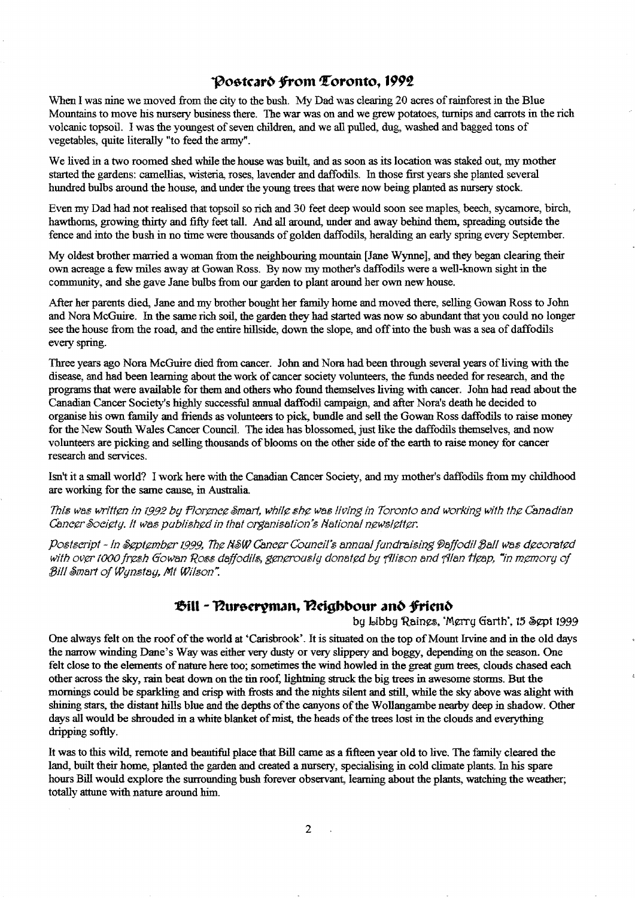## Postcard from Toronto, 1992

When I was nine we moved from the city to the bush. My Dad was clearing 20 acres of rainforest in the Blue Mountains to move his nursery business there. The war was on and we grew potatoes, turnips and carrots in the rich volcanic topsoil. I was the youngest of seven children, and we all pulled, dug, washed and bagged tons of vegetables, quite literally "to feed the army".

We lived in a two roomed shed while the house was built, and as soon as its location was staked out, my mother started the gardens: camellias, wisteria, roses, lavender and daffodils. In those first years she planted several hundred bulbs around the house, and under the young trees that were now being planted as nursery stock.

Even my Dad had not realised that topsoil so rich and 30 feet deep would soon see maples, beech, sycamore, birch, hawthorns, growing thirty and fifty feet tall. And all around, under and away behind them, spreading outside the fence and into the bush in no time were thousands of golden daffodils, heralding an early spring every September.

My oldest brother married a woman from the neighbouring mountain [Jane Wynne], and they began clearing their own acreage a few miles away at Gowan Ross. By now my mother's daffodils were a well-known sight in the community, and she gave Jane bulbs from our garden to plant around her own new house.

After her parents died, Jane and my brother bought her family home and moved there, selling Gowan Ross to John and Nora McGuire. In the same rich soil, the garden they had started was now so abundant that you could no longer see the house from the road, and the entire hillside, down the slope, and off into the bush was a sea of daffodils every spring.

Three years ago Nora McGuire died from cancer. John and Nora had been through several years of living with the disease, and had been learning about the work of cancer society volunteers, the funds needed for research, and the programs that were available for them and others who found themselves living with cancer. John had read about the Canadian Cancer Society's highly successful annual daffodil campaign, and after Nora's death he decided to organise his own family and friends as volunteers to pick, bundle and sell the Gowan Ross daffodils to raise money for the New South Wales Cancer Council. The idea has blossomed, just like the daffodils themselves, and now volunteers are picking and selling thousands of blooms on the other side of the earth to raise money for cancer research and services.

Isn't it a small world? I work here with the Canadian Cancer Society, and my mother's daffodils from my childhood are working for the same cause, in Australia.

*This was written in 1992 by Florence Smart, while she was living in Toronto and working with the Canadian Cancer Society. It was published in that organisation's National newsletter.*

*Postscript - In September 1999, The NSW Cancer Council's annual fundraising Daffodil Ball was decorated with over 1000 fresh Gowan Ross daffodils, generously donated by Alison and Alan Heap, "in memory of Bill Smart of Wynstay, Mt Wilson".*

## Bill - Nurseryman, Neighbour and Friend

by Libby Raines, 'Merry Garth', 15 Sept 1999

One always felt on the roof of the world at 'Carisbrook'. It is situated on the top of Mount Irvine and in the old days the narrow winding Dane's Way was either very dusty or very slippery and boggy, depending on the season. One felt close to the elements of nature here too; sometimes the wind howled in the great gum trees, clouds chased each other across the sky, rain beat down on the tin roof, lightning struck the big trees in awesome storms. But the mornings could be sparkling and crisp with frosts and the nights silent and still, while the sky above was alight with shining stars, the distant hills blue and the depths of the canyons of the Wollangambe nearby deep in shadow. Other days all would be shrouded in a white blanket of mist, the heads of the trees lost in the clouds and everything dripping softly.

It was to this wild, remote and beautiful place that Bill came as a fifteen year old to live. The family cleared the land, built their home, planted the garden and created a nursery, specialising in cold climate plants. In his spare hours Bill would explore the surrounding bush forever observant, learning about the plants, watching the weather; totally attune with nature around him.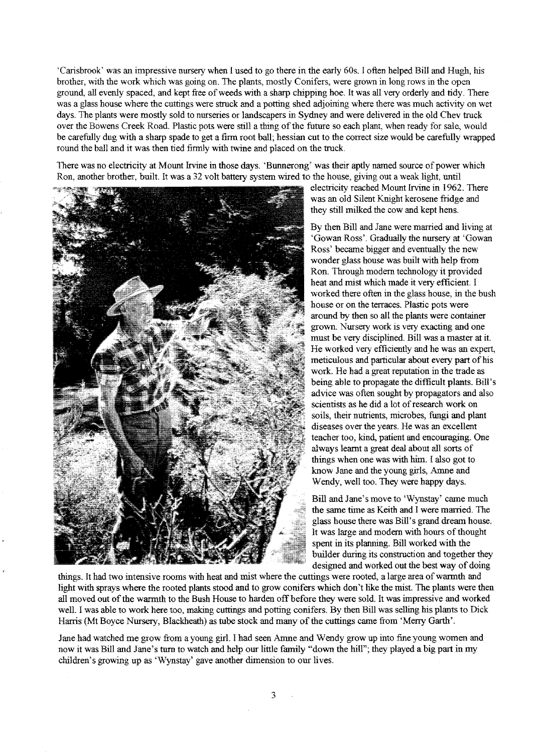'Carisbrook' was an impressive nursery when I used to go there in the early 60s. I often helped Bill and Hugh, his brother, with the work which was going on. The plants, mostly Conifers, were grown in long rows in the open ground, all evenly spaced, and kept free of weeds with a sharp chipping hoe. It was all very orderly and tidy. There was a glass house where the cuttings were struck and a potting shed adjoining where there was much activity on wet days. The plants were mostly sold to nurseries or landscapers in Sydney and were delivered in the old Chev truck over the Bowens Creek Road. Plastic pots were still a thing of the future so each plant, when ready for sale, would be carefully dug with a sharp spade to get a firm root ball; hessian cut to the correct size would be carefully wrapped round the ball and it was then tied firmly with twine and placed on the truck.

There was no electricity at Mount Irvine in those days. 'Bunnerong' was their aptly named source of power which Ron, another brother, built. It was a 32 volt battery system wired to the house, giving out a weak light, until electricity reached Mount Irvine in 1962. There was an old Silent Knight kerosene fridge and they still milked the cow and kept hens.

By then Bill and Jane were married and living at 'Gowan Ross'. Gradually the nursery at 'Gowan Ross' became bigger and eventually the new wonder glass house was built with help from Ron. Through modern technology it provided heat and mist which made it very efficient. I worked there often in the glass house, in the bush house or on the terraces. Plastic pots were around by then so all the plants were container grown. Nursery work is very exacting and one must be very disciplined. Bill was a master at it. He worked very efficiently and he was an expert, meticulous and particular about every part of his work. He had a great reputation in the trade as being able to propagate the difficult plants. Bill's advice was often sought by propagators and also scientists as he did a lot of research work on soils, their nutrients, microbes, fungi and plant diseases over the years. He was an excellent teacher too, kind, patient and encouraging. One always learnt a great deal about all sorts of things when one was with him. I also got to know Jane and the young girls, Amne and Wendy, well too. They were happy days.

Bill and Jane's move to 'Wynstay' came much the same time as Keith and I were married. The glass house there was Bill's grand dream house. It was large and modern with hours of thought spent in its planning. Bill worked with the builder during its construction and together they designed and worked out the best way of doing things. It had two intensive rooms with heat and mist where the cuttings were rooted, a large area of warmth and light with sprays where the rooted plants stood and to grow conifers which don't like the mist. The plants were then all moved out of the warmth to the Bush House to harden off before they were sold. It was impressive and worked well. I was able to work here too, making cuttings and potting conifers. By then Bill was selling his plants to Dick Harris (Mt Boyce Nursery, Blackheath) as tube stock and many of the cuttings came from 'Merry Garth'.

Jane had watched me grow from a young girl. I had seen Amne and Wendy grow up into fine young women and now it was Bill and Jane's turn to watch and help our little family "down the hill"; they played a big part in my children's growing up as 'Wynstay' gave another dimension to our lives.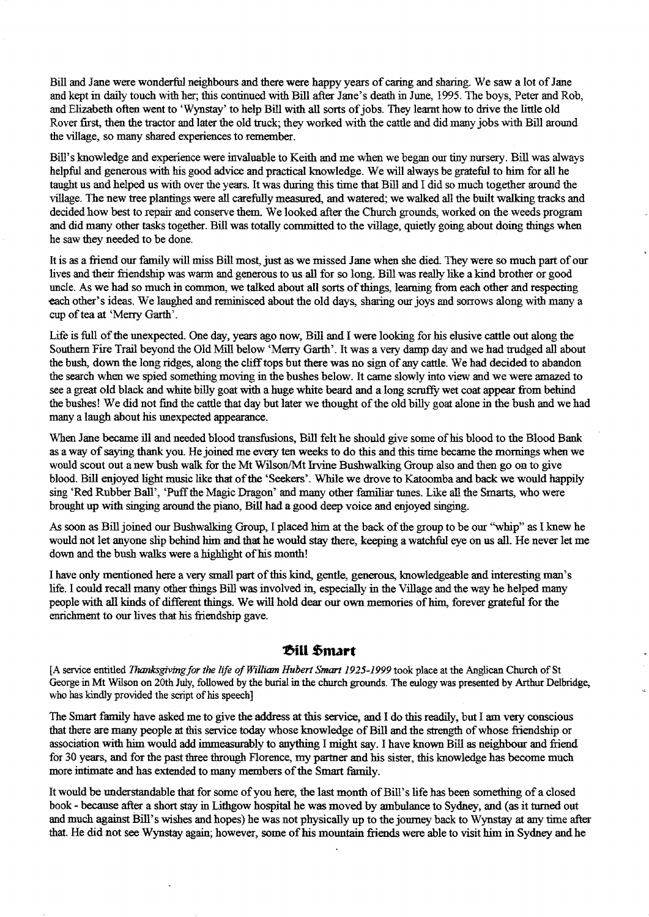Bill and Jane were wonderful neighbours and there were happy years of caring and sharing. We saw a lot of Jane and kept in daily touch with her; this continued with Bill after Jane's death in June, 1995. The boys, Peter and Rob, and Elizabeth often went to 'Wynstay' to help Bill with all sorts of jobs. They learnt how to drive the little old Rover first, then the tractor and later the old truck; they worked with the cattle and did many jobs with Bill around the village, so many shared experiences to remember.

Bill's knowledge and experience were invaluable to Keith and me when we began our tiny nursery. Bill was always helpful and generous with his good advice and practical knowledge. We will always be grateful to him for all he taught us and helped us with over the years. It was during this time that Bill and I did so much together around the village. The new tree plantings were all carefully measured, and watered; we walked all the built walking tracks and decided how best to repair and conserve them. We looked after the Church grounds, worked on the weeds program and did many other tasks together. Bill was totally committed to the village, quietly going about doing things when he saw they needed to be done.

It is as a friend our family will miss Bill most, just as we missed Jane when she died. They were so much part of our lives and their friendship was warm and generous to us all for so long. Bill was really like a kind brother or good uncle. As we had so much in common, we talked about all sorts of things, learning from each other and respecting each other's ideas. We laughed and reminisced about the old days, sharing our joys and sorrows along with many a cup of tea at 'Merry Garth'.

Life is full of the unexpected. One day, years ago now, Bill and I were looking for his elusive cattle out along the Southern Fire Trail beyond the Old Mill below 'Merry Garth'. It was a very damp day and we had trudged all about the bush, down the long ridges, along the cliff tops but there was no sign of any cattle. We had decided to abandon the search when we spied something moving in the bushes below. It came slowly into view and we were amazed to see a great old black and white billy goat with a huge white beard and a long scruffy wet coat appear from behind the bushes! We did not find the cattle that day but later we thought of the old billy goat alone in the bush and we had many a laugh about his unexpected appearance.

When Jane became ill and needed blood transfusions, Bill felt he should give some of his blood to the Blood Bank as a way of saying thank you. He joined me every ten weeks to do this and this time became the mornings when we would scout out a new bush walk for the Mt Wilson/Mt Irvine Bushwalking Group also and then go on to give blood. Bill enjoyed light music like that of the 'Seekers'. While we drove to Katoomba and back we would happily sing 'Red Rubber Ball', 'Puff the Magic Dragon' and many other familiar tunes. Like all the Smarts, who were brought up with singing around the piano, Bill had a good deep voice and enjoyed singing.

As soon as Bill joined our Bushwalking Group, I placed him at the back of the group to be our "whip" as I knew he would not let anyone slip behind him and that he would stay there, keeping a watchful eye on us all. He never let me down and the bush walks were a highlight of his month!

I have only mentioned here a very small part of this kind, gentle, generous, knowledgeable and interesting man's life. I could recall many other things Bill was involved in, especially in the Village and the way he helped many people with all kinds of different things. We will hold dear our own memories of him, forever grateful for the enrichment to our lives that his friendship gave.

## Bill Smart

[A service entitled *Thanksgiving for the life of William Hubert Smart 1925-1999* took place at the Anglican Church of St George in Mt Wilson on 20th July, followed by the burial in the church grounds. The eulogy was presented by Arthur Delbridge, who has kindly provided the script of his speech]

The Smart family have asked me to give the address at this service, and I do this readily, but I am very conscious that there are many people at this service today whose knowledge of Bill and the strength of whose friendship or association with him would add immeasurably to anything I might say. I have known Bill as neighbour and friend for 30 years, and for the past three through Florence, my partner and his sister, this knowledge has become much more intimate and has extended to many members of the Smart family.

It would be understandable that for some of you here, the last month of Bill's life has been something of a closed book - because after a short stay in Lithgow hospital he was moved by ambulance to Sydney, and (as it turned out and much against Bill's wishes and hopes) he was not physically up to the journey back to Wynstay at any time after that. He did not see Wynstay again; however, some of his mountain friends were able to visit him in Sydney and he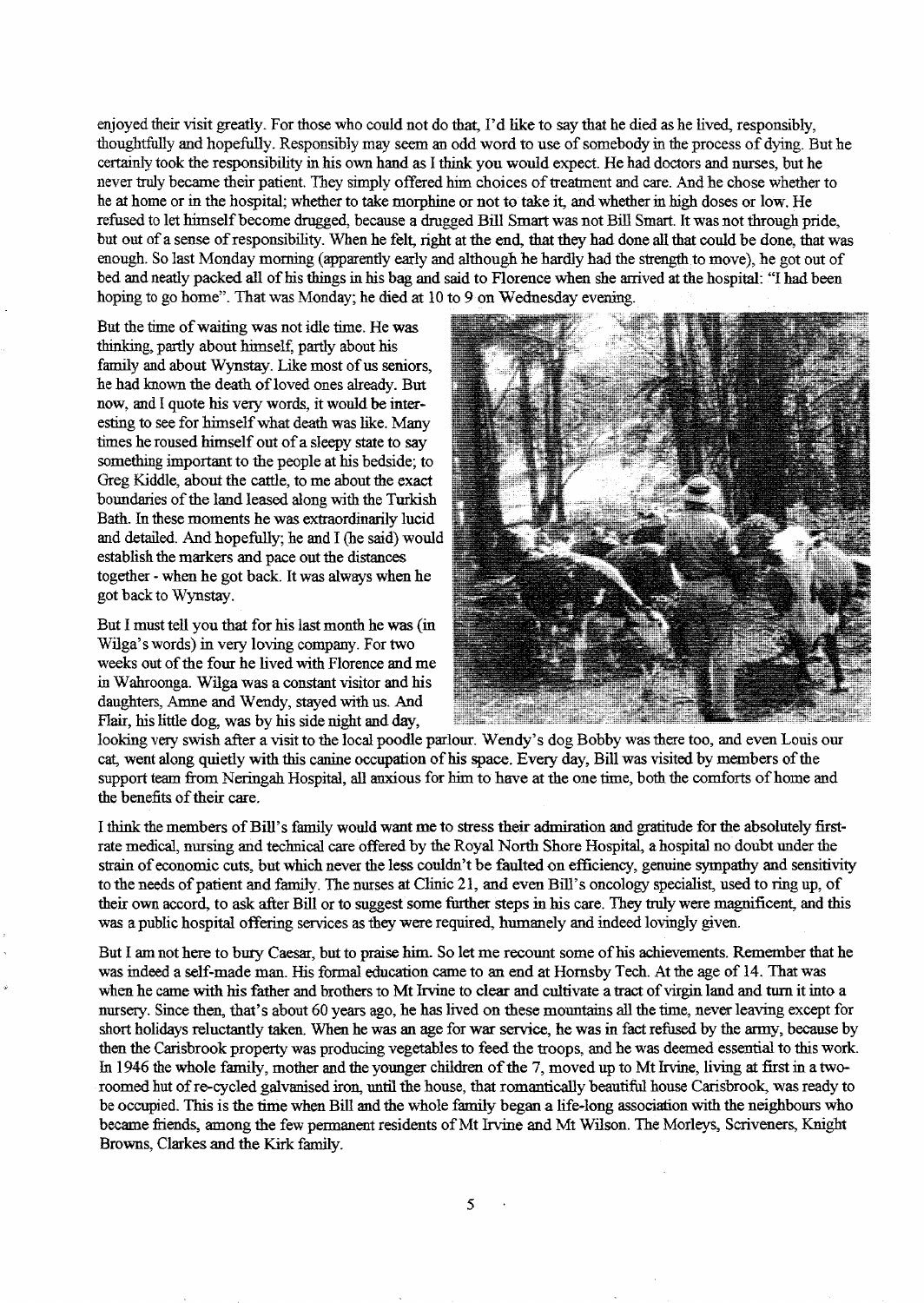enjoyed their visit greatly. For those who could not do that, I'd like to say that he died as he lived, responsibly, thoughtfully and hopefully. Responsibly may seem an odd word to use of somebody in the process of dying. But he certainly took the responsibility in his own hand as I think you would expect. He had doctors and nurses, but he never truly became their patient. They simply offered him choices of treatment and care. And he chose whether to be at home or in the hospital; whether to take morphine or not to take it, and whether in high doses or low. He refused to let himself become drugged, because a drugged Bill Smart was not Bill Smart. It was not through pride, but out of a sense of responsibility. When he felt, right at the end, that they had done all that could be done, that was enough. So last Monday morning (apparently early and although he hardly had the strength to move), he got out of bed and neatly packed all of his things in his bag and said to Florence when she arrived at the hospital: "I had been hoping to go home". That was Monday; he died at 10 to 9 on Wednesday evening.

But the time of waiting was not idle time. He was thinking, partly about himself, partly about his family and about Wynstay. Like most of us seniors, he had known the death of loved ones already. But now, and I quote his very words, it would be interesting to see for himself what death was like. Many times he roused himself out of a sleepy state to say something important to the people at his bedside; to Greg Kiddle, about the cattle, to me about the exact boundaries of the land leased along with the Turkish Bath. In these moments he was extraordinarily lucid and detailed. And hopefully; he and I (he said) would establish the markers and pace out the distances together - when he got back. It was always when he got back to Wynstay.

But I must tell you that for his last month he was (in Wilga's words) in very loving company. For two weeks out of the four he lived with Florence and me in Wahroonga. Wilga was a constant visitor and his daughters, Amne and Wendy, stayed with us. And Flair, his little dog, was by his side night and day, looking very swish after a visit to the local poodle parlour. Wendy's dog Bobby was there too, and even Louis our cat, went along quietly with this canine occupation of his space. Every day, Bill was visited by members of the support team from Neringah Hospital, all anxious for him to have at the one time, both the comforts of home and the benefits of their care.

I think the members of Bill's family would want me to stress their admiration and gratitude for the absolutely first-rate medical, nursing and technical care offered by the Royal North Shore Hospital, a hospital no doubt under the strain of economic cuts, but which never the less couldn't be faulted on efficiency, genuine sympathy and sensitivity to the needs of patient and family. The nurses at Clinic 21, and even Bill's oncology specialist, used to ring up, of their own accord, to ask after Bill or to suggest some further steps in his care. They truly were magnificent, and this was a public hospital offering services as they were required, humanely and indeed lovingly given.

But I am not here to bury Caesar, but to praise him. So let me recount some of his achievements. Remember that he was indeed a self-made man. His formal education came to an end at Hornsby Tech. At the age of 14. That was when he came with his father and brothers to Mt Irvine to clear and cultivate a tract of virgin land and turn it into a nursery. Since then, that's about 60 years ago, he has lived on these mountains all the time, never leaving except for short holidays reluctantly taken. When he was an age for war service, he was in fact refused by the army, because by then the Carisbrook property was producing vegetables to feed the troops, and he was deemed essential to this work. In 1946 the whole family, mother and the younger children of the 7, moved up to Mt Irvine, living at first in a two-roomed hut of re-cycled galvanised iron, until the house, that romantically beautiful house Carisbrook, was ready to be occupied. This is the time when Bill and the whole family began a life-long association with the neighbours who became friends, among the few permanent residents of Mt Irvine and Mt Wilson. The Morleys, Scriveners, Knight Browns, Clarkes and the Kirk family.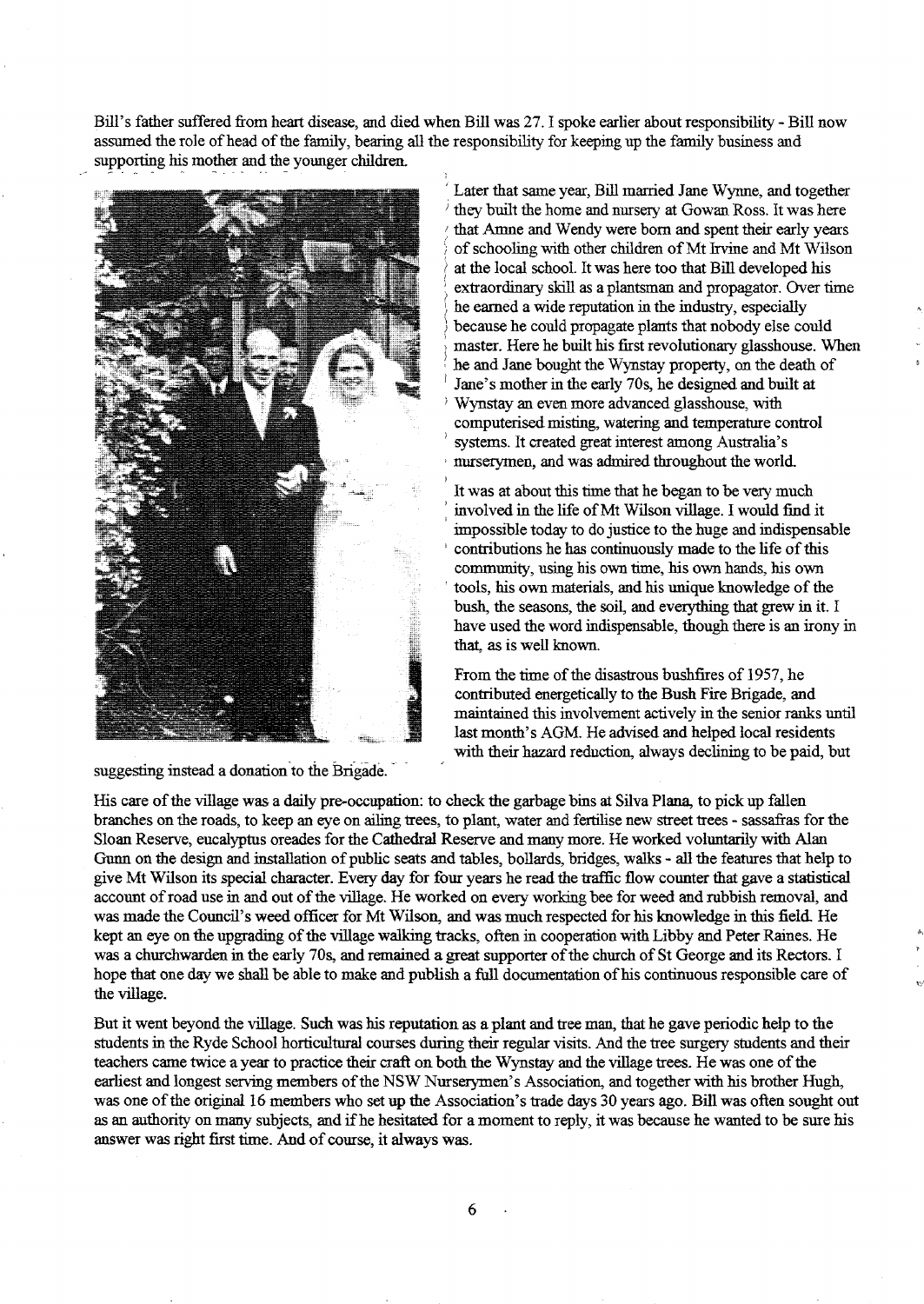Bill's father suffered from heart disease, and died when Bill was 27. I spoke earlier about responsibility - Bill now assumed the role of head of the family, bearing all the responsibility for keeping up the family business and supporting his mother and the younger children.

Later that same year, Bill married Jane Wynne, and together they built the home and nursery at Gowan Ross. It was here that Anne and Wendy were born and spent their early years of schooling with other children of Mt Irvine and Mt Wilson at the local school. It was here too that Bill developed his extraordinary skill as a plantsman and propagator. Over time he earned a wide reputation in the industry, especially because he could propagate plants that nobody else could master. Here he built his first revolutionary glasshouse. When he and Jane bought the Wynstay property, on the death of Jane's mother in the early 70s, he designed and built at Wynstay an even more advanced glasshouse, with computerised misting, watering and temperature control systems. It created great interest among Australia's nurserymen, and was admired throughout the world.

It was at about this time that he began to be very much involved in the life of Mt Wilson village. I would find it impossible today to do justice to the huge and indispensable contributions he has continuously made to the life of this community, using his own time, his own hands, his own tools, his own materials, and his unique knowledge of the bush, the seasons, the soil, and everything that grew in it. I have used the word indispensable, though there is an irony in that, as is well known.

From the time of the disastrous bushfires of 1957, he contributed energetically to the Bush Fire Brigade, and maintained this involvement actively in the senior ranks until last month's AGM. He advised and helped local residents with their hazard reduction, always declining to be paid, but suggesting instead a donation to the Brigade.

His care of the village was a daily pre-occupation: to check the garbage bins at Silva Plana, to pick up fallen branches on the roads, to keep an eye on ailing trees, to plant, water and fertilise new street trees - sassafras for the Sloan Reserve, eucalyptus oreades for the Cathedral Reserve and many more. He worked voluntarily with Alan Gunn on the design and installation of public seats and tables, bollards, bridges, walks - all the features that help to give Mt Wilson its special character. Every day for four years he read the traffic flow counter that gave a statistical account of road use in and out of the village. He worked on every working bee for weed and rubbish removal, and was made the Council's weed officer for Mt Wilson, and was much respected for his knowledge in this field. He kept an eye on the upgrading of the village walking tracks, often in cooperation with Libby and Peter Raines. He was a churchwarden in the early 70s, and remained a great supporter of the church of St George and its Rectors. I hope that one day we shall be able to make and publish a full documentation of his continuous responsible care of the village.

But it went beyond the village. Such was his reputation as a plant and tree man, that he gave periodic help to the students in the Ryde School horticultural courses during their regular visits. And the tree surgery students and their teachers came twice a year to practice their craft on both the Wynstay and the village trees. He was one of the earliest and longest serving members of the NSW Nurserymen's Association, and together with his brother Hugh, was one of the original 16 members who set up the Association's trade days 30 years ago. Bill was often sought out as an authority on many subjects, and if he hesitated for a moment to reply, it was because he wanted to be sure his answer was right first time. And of course, it always was.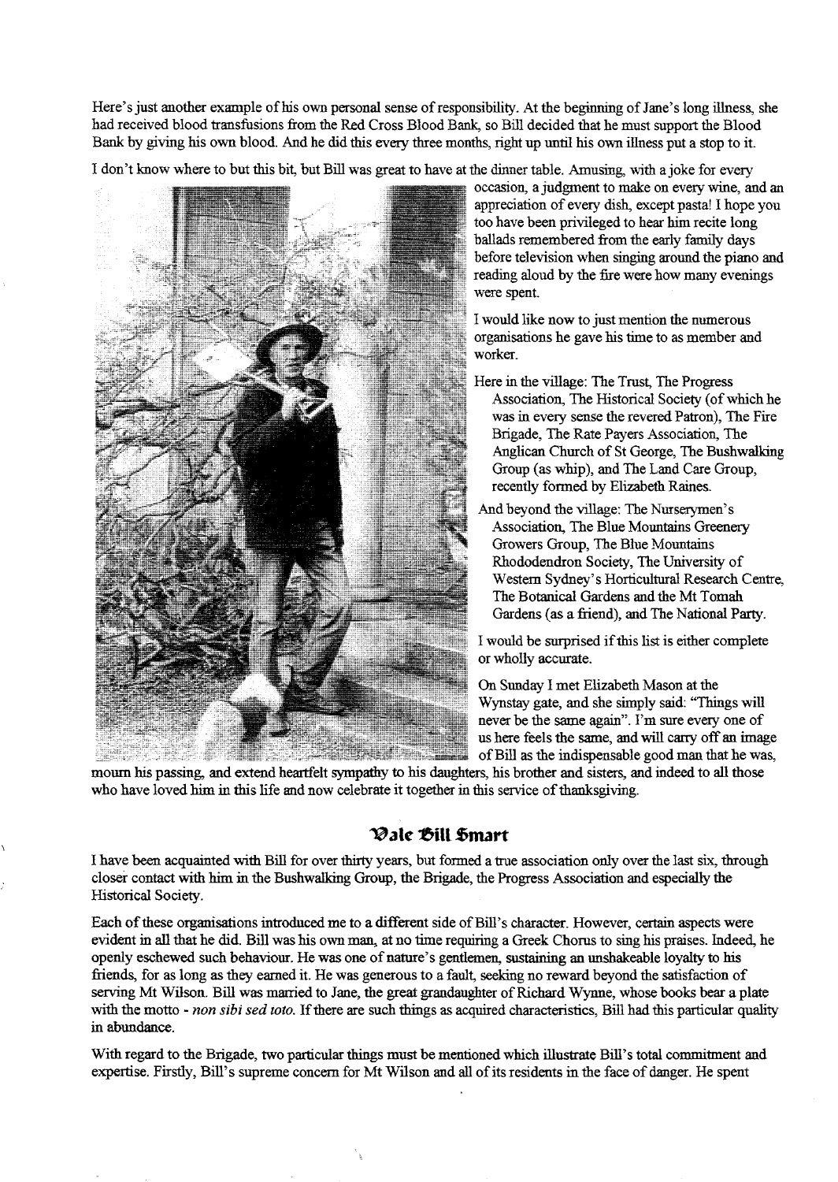Here's just another example of his own personal sense of responsibility. At the beginning of Jane's long illness, she had received blood transfusions from the Red Cross Blood Bank, so Bill decided that he must support the Blood Bank by giving his own blood. And he did this every three months, right up until his own illness put a stop to it.

I don't know where to but this bit, but Bill was great to have at the dinner table. Amusing, with a joke for every occasion, a judgment to make on every wine, and an appreciation of every dish, except pasta! I hope you too have been privileged to hear him recite long ballads remembered from the early family days before television when singing around the piano and reading aloud by the fire were how many evenings were spent.

I would like now to just mention the numerous organisations he gave his time to as member and worker.

Here in the village: The Trust, The Progress Association, The Historical Society (of which he was in every sense the revered Patron), The Fire Brigade, The Rate Payers Association, The Anglican Church of St George, The Bushwalking Group (as whip), and The Land Care Group, recently formed by Elizabeth Raines.

And beyond the village: The Nurserymen's Association, The Blue Mountains Greenery Growers Group, The Blue Mountains Rhododendron Society, The University of Western Sydney's Horticultural Research Centre, The Botanical Gardens and the Mt Tomah Gardens (as a friend), and The National Party.

I would be surprised if this list is either complete or wholly accurate.

On Sunday I met Elizabeth Mason at the Wynstay gate, and she simply said: "Things will never be the same again". I'm sure every one of us here feels the same, and will carry off an image of Bill as the indispensable good man that he was, mourn his passing, and extend heartfelt sympathy to his daughters, his brother and sisters, and indeed to all those who have loved him in this life and now celebrate it together in this service of thanksgiving.

## Vale Bill Smart

I have been acquainted with Bill for over thirty years, but formed a true association only over the last six, through closer contact with him in the Bushwalking Group, the Brigade, the Progress Association and especially the Historical Society.

Each of these organisations introduced me to a different side of Bill's character. However, certain aspects were evident in all that he did. Bill was his own man, at no time requiring a Greek Chorus to sing his praises. Indeed, he openly eschewed such behaviour. He was one of nature's gentlemen, sustaining an unshakeable loyalty to his friends, for as long as they earned it. He was generous to a fault, seeking no reward beyond the satisfaction of serving Mt Wilson. Bill was married to Jane, the great grandaughter of Richard Wynne, whose books bear a plate with the motto - *non sibi sed toto*. If there are such things as acquired characteristics, Bill had this particular quality in abundance.

With regard to the Brigade, two particular things must be mentioned which illustrate Bill's total commitment and expertise. Firstly, Bill's supreme concern for Mt Wilson and all of its residents in the face of danger. He spent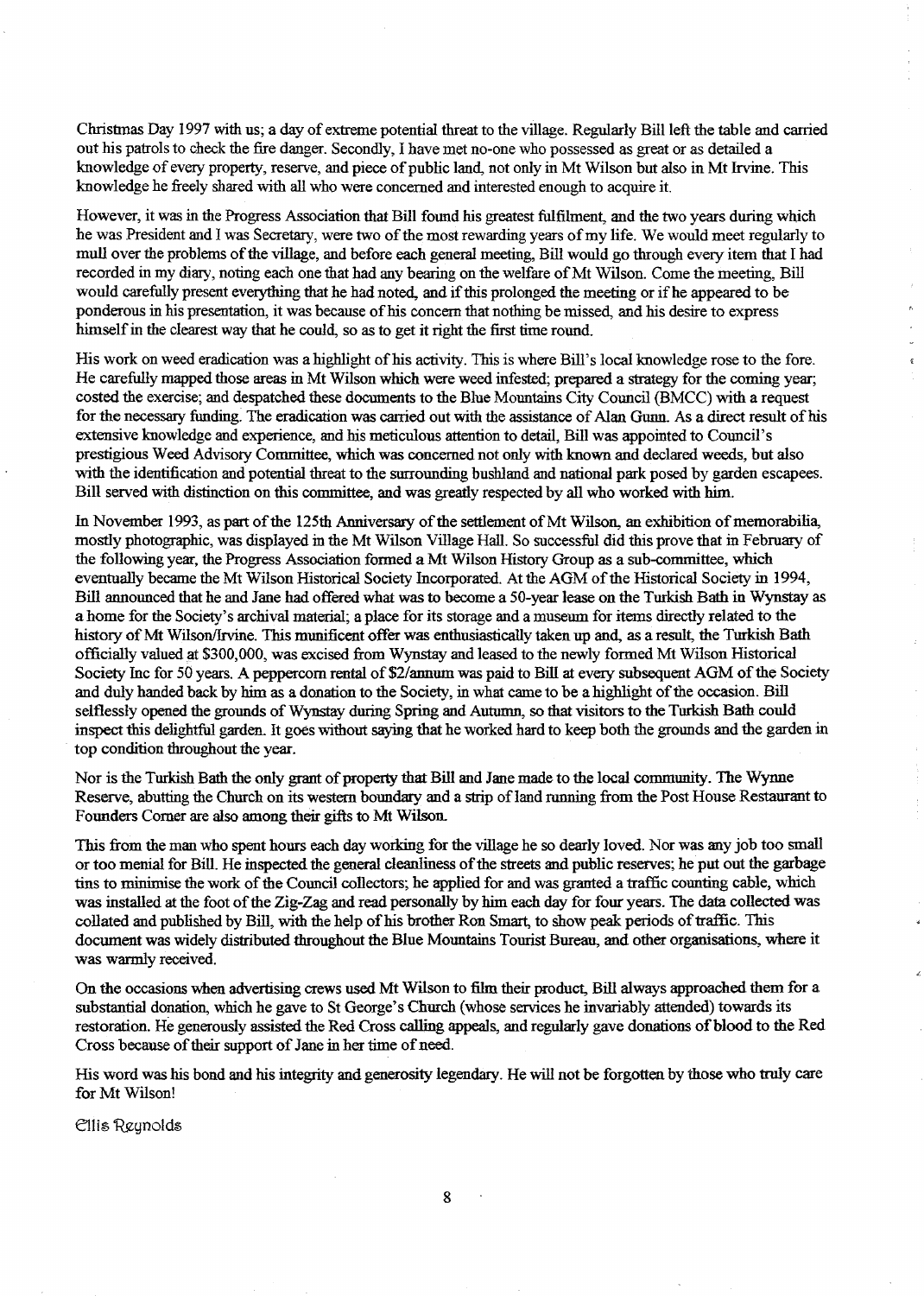Christmas Day 1997 with us; a day of extreme potential threat to the village. Regularly Bill left the table and carried out his patrols to check the fire danger. Secondly, I have met no-one who possessed as great or as detailed a knowledge of every property, reserve, and piece of public land, not only in Mt Wilson but also in Mt Irvine. This knowledge he freely shared with all who were concerned and interested enough to acquire it.

However, it was in the Progress Association that Bill found his greatest fulfilment, and the two years during which he was President and I was Secretary, were two of the most rewarding years of my life. We would meet regularly to mull over the problems of the village, and before each general meeting, Bill would go through every item that I had recorded in my diary, noting each one that had any bearing on the welfare of Mt Wilson. Come the meeting, Bill would carefully present everything that he had noted, and if this prolonged the meeting or if he appeared to be ponderous in his presentation, it was because of his concern that nothing be missed, and his desire to express himself in the clearest way that he could, so as to get it right the first time round.

His work on weed eradication was a highlight of his activity. This is where Bill's local knowledge rose to the fore. He carefully mapped those areas in Mt Wilson which were weed infested; prepared a strategy for the coming year; costed the exercise; and despatched these documents to the Blue Mountains City Council (BMCC) with a request for the necessary funding. The eradication was carried out with the assistance of Alan Gunn. As a direct result of his extensive knowledge and experience, and his meticulous attention to detail, Bill was appointed to Council's prestigious Weed Advisory Committee, which was concerned not only with known and declared weeds, but also with the identification and potential threat to the surrounding bushland and national park posed by garden escapees. Bill served with distinction on this committee, and was greatly respected by all who worked with him.

In November 1993, as part of the 125th Anniversary of the settlement of Mt Wilson, an exhibition of memorabilia, mostly photographic, was displayed in the Mt Wilson Village Hall. So successful did this prove that in February of the following year, the Progress Association formed a Mt Wilson History Group as a sub-committee, which eventually became the Mt Wilson Historical Society Incorporated. At the AGM of the Historical Society in 1994, Bill announced that he and Jane had offered what was to become a 50-year lease on the Turkish Bath in Wynstay as a home for the Society's archival material; a place for its storage and a museum for items directly related to the history of Mt Wilson/Irvine. This munificent offer was enthusiastically taken up and, as a result, the Turkish Bath officially valued at $300,000, was excised from Wynstay and leased to the newly formed Mt Wilson Historical Society Inc for 50 years. A peppercorn rental of $2/annum was paid to Bill at every subsequent AGM of the Society and duly handed back by him as a donation to the Society, in what came to be a highlight of the occasion. Bill selflessly opened the grounds of Wynstay during Spring and Autumn, so that visitors to the Turkish Bath could inspect this delightful garden. It goes without saying that he worked hard to keep both the grounds and the garden in top condition throughout the year.

Nor is the Turkish Bath the only grant of property that Bill and Jane made to the local community. The Wynne Reserve, abutting the Church on its western boundary and a strip of land running from the Post House Restaurant to Founders Corner are also among their gifts to Mt Wilson.

This from the man who spent hours each day working for the village he so dearly loved. Nor was any job too small or too menial for Bill. He inspected the general cleanliness of the streets and public reserves; he put out the garbage tins to minimise the work of the Council collectors; he applied for and was granted a traffic counting cable, which was installed at the foot of the Zig-Zag and read personally by him each day for four years. The data collected was collated and published by Bill, with the help of his brother Ron Smart, to show peak periods of traffic. This document was widely distributed throughout the Blue Mountains Tourist Bureau, and other organisations, where it was warmly received.

On the occasions when advertising crews used Mt Wilson to film their product, Bill always approached them for a substantial donation, which he gave to St George's Church (whose services he invariably attended) towards its restoration. He generously assisted the Red Cross calling appeals, and regularly gave donations of blood to the Red Cross because of their support of Jane in her time of need.

His word was his bond and his integrity and generosity legendary. He will not be forgotten by those who truly care for Mt Wilson!

Ellis Reynolds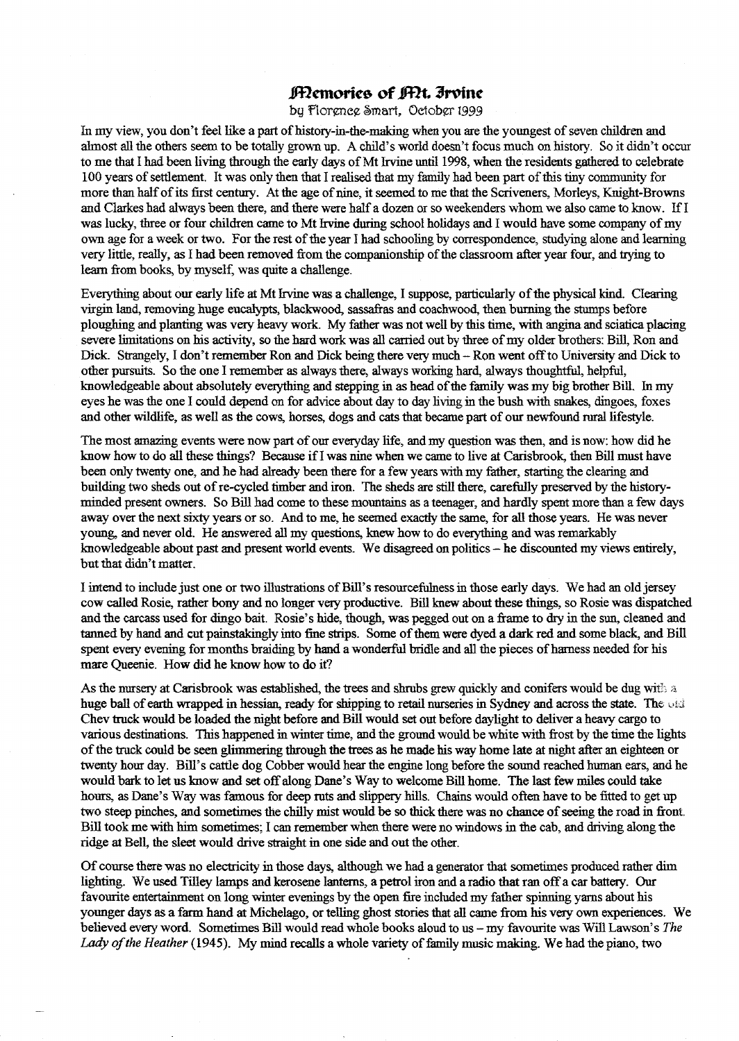# Memories of Mt. Irvine

by Florence Smart, October 1999

In my view, you don't feel like a part of history-in-the-making when you are the youngest of seven children and almost all the others seem to be totally grown up. A child's world doesn't focus much on history. So it didn't occur to me that I had been living through the early days of Mt Irvine until 1998, when the residents gathered to celebrate 100 years of settlement. It was only then that I realised that my family had been part of this tiny community for more than half of its first century. At the age of nine, it seemed to me that the Scriveners, Morleys, Knight-Browns and Clarkes had always been there, and there were half a dozen or so weekenders whom we also came to know. If I was lucky, three or four children came to Mt Irvine during school holidays and I would have some company of my own age for a week or two. For the rest of the year I had schooling by correspondence, studying alone and learning very little, really, as I had been removed from the companionship of the classroom after year four, and trying to learn from books, by myself, was quite a challenge.

Everything about our early life at Mt Irvine was a challenge, I suppose, particularly of the physical kind. Clearing virgin land, removing huge eucalypts, blackwood, sassafras and coachwood, then burning the stumps before ploughing and planting was very heavy work. My father was not well by this time, with angina and sciatica placing severe limitations on his activity, so the hard work was all carried out by three of my older brothers: Bill, Ron and Dick. Strangely, I don't remember Ron and Dick being there very much – Ron went off to University and Dick to other pursuits. So the one I remember as always there, always working hard, always thoughtful, helpful, knowledgeable about absolutely everything and stepping in as head of the family was my big brother Bill. In my eyes he was the one I could depend on for advice about day to day living in the bush with snakes, dingoes, foxes and other wildlife, as well as the cows, horses, dogs and cats that became part of our newfound rural lifestyle.

The most amazing events were now part of our everyday life, and my question was then, and is now: how did he know how to do all these things? Because if I was nine when we came to live at Carisbrook, then Bill must have been only twenty one, and he had already been there for a few years with my father, starting the clearing and building two sheds out of re-cycled timber and iron. The sheds are still there, carefully preserved by the history-minded present owners. So Bill had come to these mountains as a teenager, and hardly spent more than a few days away over the next sixty years or so. And to me, he seemed exactly the same, for all those years. He was never young, and never old. He answered all my questions, knew how to do everything and was remarkably knowledgeable about past and present world events. We disagreed on politics – he discounted my views entirely, but that didn't matter.

I intend to include just one or two illustrations of Bill's resourcefulness in those early days. We had an old jersey cow called Rosie, rather bony and no longer very productive. Bill knew about these things, so Rosie was dispatched and the carcass used for dingo bait. Rosie's hide, though, was pegged out on a frame to dry in the sun, cleaned and tanned by hand and cut painstakingly into fine strips. Some of them were dyed a dark red and some black, and Bill spent every evening for months braiding by hand a wonderful bridle and all the pieces of harness needed for his mare Queenie. How did he know how to do it?

As the nursery at Carisbrook was established, the trees and shrubs grew quickly and conifers would be dug with a huge ball of earth wrapped in hessian, ready for shipping to retail nurseries in Sydney and across the state. The old Chev truck would be loaded the night before and Bill would set out before daylight to deliver a heavy cargo to various destinations. This happened in winter time, and the ground would be white with frost by the time the lights of the truck could be seen glimmering through the trees as he made his way home late at night after an eighteen or twenty hour day. Bill's cattle dog Cobber would hear the engine long before the sound reached human ears, and he would bark to let us know and set off along Dane's Way to welcome Bill home. The last few miles could take hours, as Dane's Way was famous for deep ruts and slippery hills. Chains would often have to be fitted to get up two steep pinches, and sometimes the chilly mist would be so thick there was no chance of seeing the road in front. Bill took me with him sometimes; I can remember when there were no windows in the cab, and driving along the ridge at Bell, the sleet would drive straight in one side and out the other.

Of course there was no electricity in those days, although we had a generator that sometimes produced rather dim lighting. We used Tilley lamps and kerosene lanterns, a petrol iron and a radio that ran off a car battery. Our favourite entertainment on long winter evenings by the open fire included my father spinning yarns about his younger days as a farm hand at Michelago, or telling ghost stories that all came from his very own experiences. We believed every word. Sometimes Bill would read whole books aloud to us – my favourite was Will Lawson's *The Lady of the Heather* (1945). My mind recalls a whole variety of family music making. We had the piano, two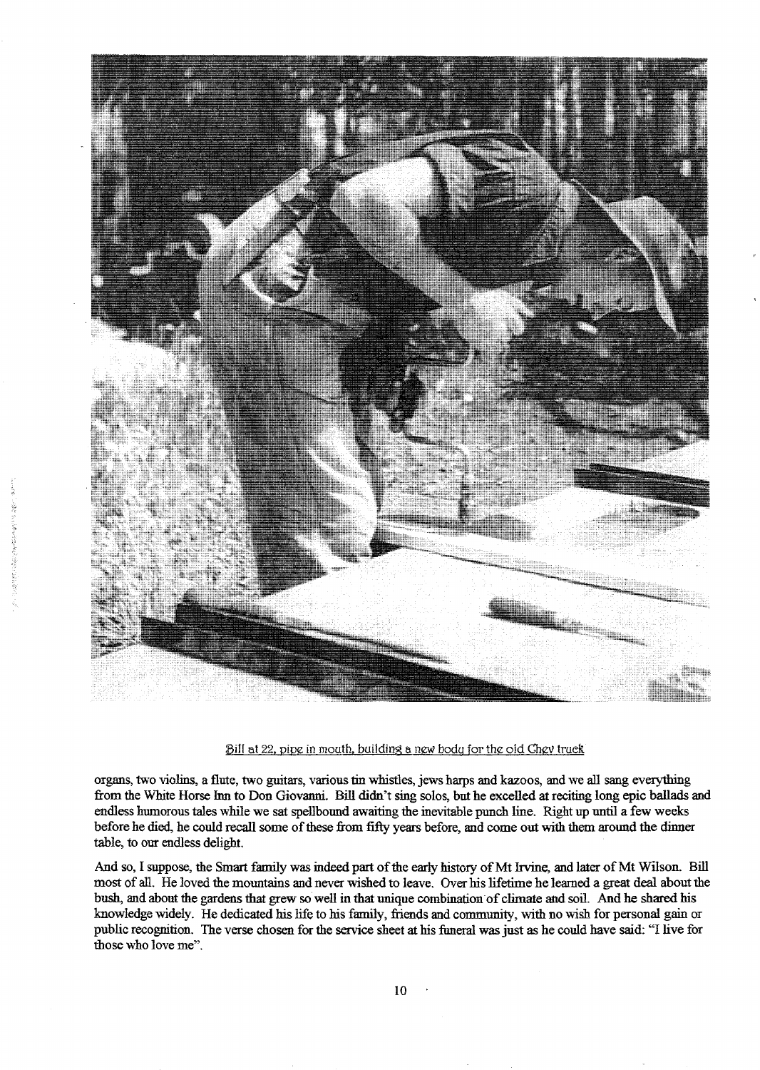Bill at 22, pipe in mouth, building a new body for the old Chev truck

organs, two violins, a flute, two guitars, various tin whistles, jews harps and kazoos, and we all sang everything from the White Horse Inn to Don Giovanni. Bill didn't sing solos, but he excelled at reciting long epic ballads and endless humorous tales while we sat spellbound awaiting the inevitable punch line. Right up until a few weeks before he died, he could recall some of these from fifty years before, and come out with them around the dinner table, to our endless delight.

And so, I suppose, the Smart family was indeed part of the early history of Mt Irvine, and later of Mt Wilson. Bill most of all. He loved the mountains and never wished to leave. Over his lifetime he learned a great deal about the bush, and about the gardens that grew so well in that unique combination of climate and soil. And he shared his knowledge widely. He dedicated his life to his family, friends and community, with no wish for personal gain or public recognition. The verse chosen for the service sheet at his funeral was just as he could have said: "I live for those who love me".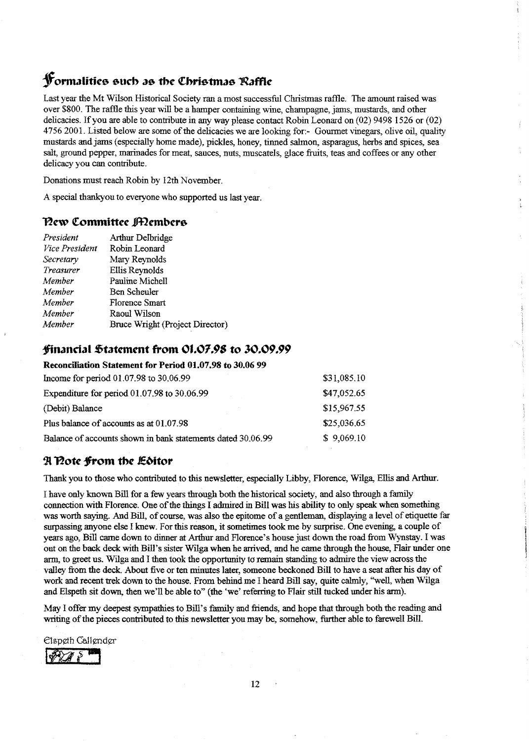## Formalities such as the Christmas Raffle

Last year the Mt Wilson Historical Society ran a most successful Christmas raffle. The amount raised was over $800. The raffle this year will be a hamper containing wine, champagne, jams, mustards, and other delicacies. If you are able to contribute in any way please contact Robin Leonard on (02) 9498 1526 or (02) 4756 2001. Listed below are some of the delicacies we are looking for:- Gourmet vinegars, olive oil, quality mustards and jams (especially home made), pickles, honey, tinned salmon, asparagus, herbs and spices, sea salt, ground pepper, marinades for meat, sauces, nuts, muscatels, glace fruits, teas and coffees or any other delicacy you can contribute.

Donations must reach Robin by 12th November.

A special thankyou to everyone who supported us last year.

## New Committee Members

| | |
|---|---|
| *President* | Arthur Delbridge |
| *Vice President* | Robin Leonard |
| *Secretary* | Mary Reynolds |
| *Treasurer* | Ellis Reynolds |
| *Member* | Pauline Michell |
| *Member* | Ben Scheuler |
| *Member* | Florence Smart |
| *Member* | Raoul Wilson |
| *Member* | Bruce Wright (Project Director) |

## Financial Statement from 01.07.98 to 30.09.99

**Reconciliation Statement for Period 01.07.98 to 30.06 99**

| | |
|---|---|
| Income for period 01.07.98 to 30.06.99 | $31,085.10 |
| Expenditure for period 01.07.98 to 30.06.99 | $47,052.65 |
| (Debit) Balance | $15,967.55 |
| Plus balance of accounts as at 01.07.98 | $25,036.65 |
| Balance of accounts shown in bank statements dated 30.06.99 | $ 9,069.10 |

## A Note from the Editor

Thank you to those who contributed to this newsletter, especially Libby, Florence, Wilga, Ellis and Arthur.

I have only known Bill for a few years through both the historical society, and also through a family connection with Florence. One of the things I admired in Bill was his ability to only speak when something was worth saying. And Bill, of course, was also the epitome of a gentleman, displaying a level of etiquette far surpassing anyone else I knew. For this reason, it sometimes took me by surprise. One evening, a couple of years ago, Bill came down to dinner at Arthur and Florence's house just down the road from Wynstay. I was out on the back deck with Bill's sister Wilga when he arrived, and he came through the house, Flair under one arm, to greet us. Wilga and I then took the opportunity to remain standing to admire the view across the valley from the deck. About five or ten minutes later, someone beckoned Bill to have a seat after his day of work and recent trek down to the house. From behind me I heard Bill say, quite calmly, "well, when Wilga and Elspeth sit down, then we'll be able to" (the 'we' referring to Flair still tucked under his arm).

May I offer my deepest sympathies to Bill's family and friends, and hope that through both the reading and writing of the pieces contributed to this newsletter you may be, somehow, further able to farewell Bill.

Elspeth Callender